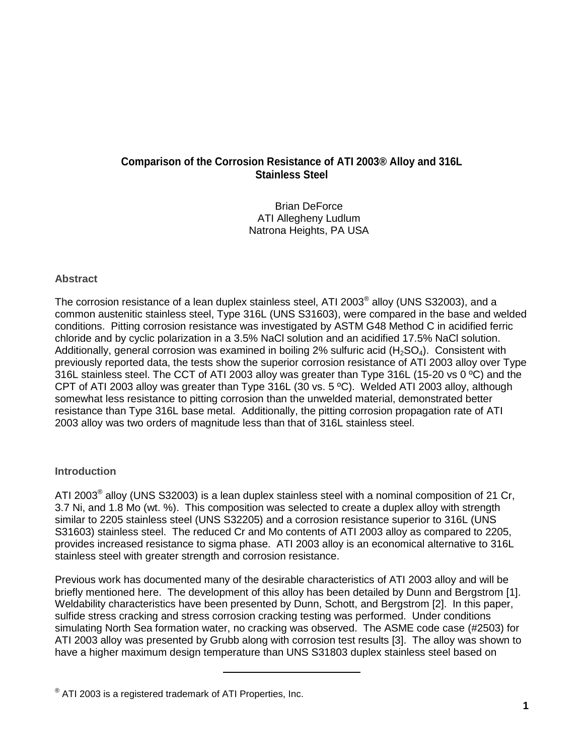# Comparison of the Corrosion Resistance of ATI 2003® Alloy and 316L Stainless Steel

Brian DeForce
ATI Allegheny Ludlum
Natrona Heights, PA USA

## Abstract

The corrosion resistance of a lean duplex stainless steel, ATI 2003® alloy (UNS S32003), and a common austenitic stainless steel, Type 316L (UNS S31603), were compared in the base and welded conditions. Pitting corrosion resistance was investigated by ASTM G48 Method C in acidified ferric chloride and by cyclic polarization in a 3.5% NaCl solution and an acidified 17.5% NaCl solution. Additionally, general corrosion was examined in boiling 2% sulfuric acid ($H_2SO_4$). Consistent with previously reported data, the tests show the superior corrosion resistance of ATI 2003 alloy over Type 316L stainless steel. The CCT of ATI 2003 alloy was greater than Type 316L (15-20 vs 0 ºC) and the CPT of ATI 2003 alloy was greater than Type 316L (30 vs. 5 ºC). Welded ATI 2003 alloy, although somewhat less resistance to pitting corrosion than the unwelded material, demonstrated better resistance than Type 316L base metal. Additionally, the pitting corrosion propagation rate of ATI 2003 alloy was two orders of magnitude less than that of 316L stainless steel.

## Introduction

ATI 2003® alloy (UNS S32003) is a lean duplex stainless steel with a nominal composition of 21 Cr, 3.7 Ni, and 1.8 Mo (wt. %). This composition was selected to create a duplex alloy with strength similar to 2205 stainless steel (UNS S32205) and a corrosion resistance superior to 316L (UNS S31603) stainless steel. The reduced Cr and Mo contents of ATI 2003 alloy as compared to 2205, provides increased resistance to sigma phase. ATI 2003 alloy is an economical alternative to 316L stainless steel with greater strength and corrosion resistance.

Previous work has documented many of the desirable characteristics of ATI 2003 alloy and will be briefly mentioned here. The development of this alloy has been detailed by Dunn and Bergstrom [1]. Weldability characteristics have been presented by Dunn, Schott, and Bergstrom [2]. In this paper, sulfide stress cracking and stress corrosion cracking testing was performed. Under conditions simulating North Sea formation water, no cracking was observed. The ASME code case (#2503) for ATI 2003 alloy was presented by Grubb along with corrosion test results [3]. The alloy was shown to have a higher maximum design temperature than UNS S31803 duplex stainless steel based on

® ATI 2003 is a registered trademark of ATI Properties, Inc.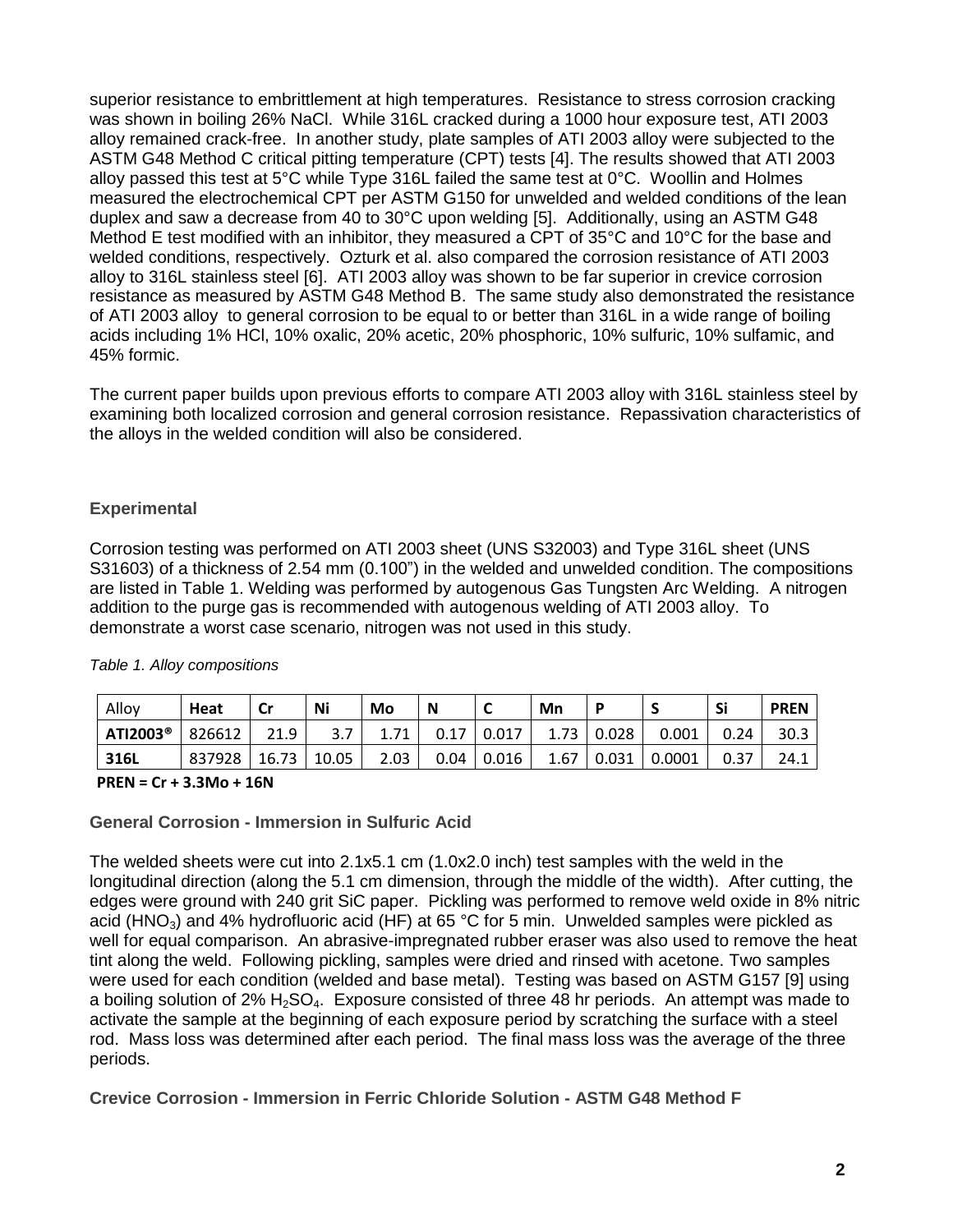superior resistance to embrittlement at high temperatures. Resistance to stress corrosion cracking was shown in boiling 26% NaCl. While 316L cracked during a 1000 hour exposure test, ATI 2003 alloy remained crack-free. In another study, plate samples of ATI 2003 alloy were subjected to the ASTM G48 Method C critical pitting temperature (CPT) tests [4]. The results showed that ATI 2003 alloy passed this test at 5°C while Type 316L failed the same test at 0°C. Woollin and Holmes measured the electrochemical CPT per ASTM G150 for unwelded and welded conditions of the lean duplex and saw a decrease from 40 to 30°C upon welding [5]. Additionally, using an ASTM G48 Method E test modified with an inhibitor, they measured a CPT of 35°C and 10°C for the base and welded conditions, respectively. Ozturk et al. also compared the corrosion resistance of ATI 2003 alloy to 316L stainless steel [6]. ATI 2003 alloy was shown to be far superior in crevice corrosion resistance as measured by ASTM G48 Method B. The same study also demonstrated the resistance of ATI 2003 alloy to general corrosion to be equal to or better than 316L in a wide range of boiling acids including 1% HCl, 10% oxalic, 20% acetic, 20% phosphoric, 10% sulfuric, 10% sulfamic, and 45% formic.

The current paper builds upon previous efforts to compare ATI 2003 alloy with 316L stainless steel by examining both localized corrosion and general corrosion resistance. Repassivation characteristics of the alloys in the welded condition will also be considered.

## Experimental

Corrosion testing was performed on ATI 2003 sheet (UNS S32003) and Type 316L sheet (UNS S31603) of a thickness of 2.54 mm (0.100") in the welded and unwelded condition. The compositions are listed in Table 1. Welding was performed by autogenous Gas Tungsten Arc Welding. A nitrogen addition to the purge gas is recommended with autogenous welding of ATI 2003 alloy. To demonstrate a worst case scenario, nitrogen was not used in this study.

*Table 1. Alloy compositions*

| Alloy | Heat | Cr | Ni | Mo | N | C | Mn | P | S | Si | PREN |
|---|---|---|---|---|---|---|---|---|---|---|---|
| **ATI2003®** | 826612 | 21.9 | 3.7 | 1.71 | 0.17 | 0.017 | 1.73 | 0.028 | 0.001 | 0.24 | 30.3 |
| **316L** | 837928 | 16.73 | 10.05 | 2.03 | 0.04 | 0.016 | 1.67 | 0.031 | 0.0001 | 0.37 | 24.1 |

**PREN = Cr + 3.3Mo + 16N**

### General Corrosion - Immersion in Sulfuric Acid

The welded sheets were cut into 2.1x5.1 cm (1.0x2.0 inch) test samples with the weld in the longitudinal direction (along the 5.1 cm dimension, through the middle of the width). After cutting, the edges were ground with 240 grit SiC paper. Pickling was performed to remove weld oxide in 8% nitric acid ($HNO_3$) and 4% hydrofluoric acid (HF) at 65 °C for 5 min. Unwelded samples were pickled as well for equal comparison. An abrasive-impregnated rubber eraser was also used to remove the heat tint along the weld. Following pickling, samples were dried and rinsed with acetone. Two samples were used for each condition (welded and base metal). Testing was based on ASTM G157 [9] using a boiling solution of 2% $H_2SO_4$. Exposure consisted of three 48 hr periods. An attempt was made to activate the sample at the beginning of each exposure period by scratching the surface with a steel rod. Mass loss was determined after each period. The final mass loss was the average of the three periods.

### Crevice Corrosion - Immersion in Ferric Chloride Solution - ASTM G48 Method F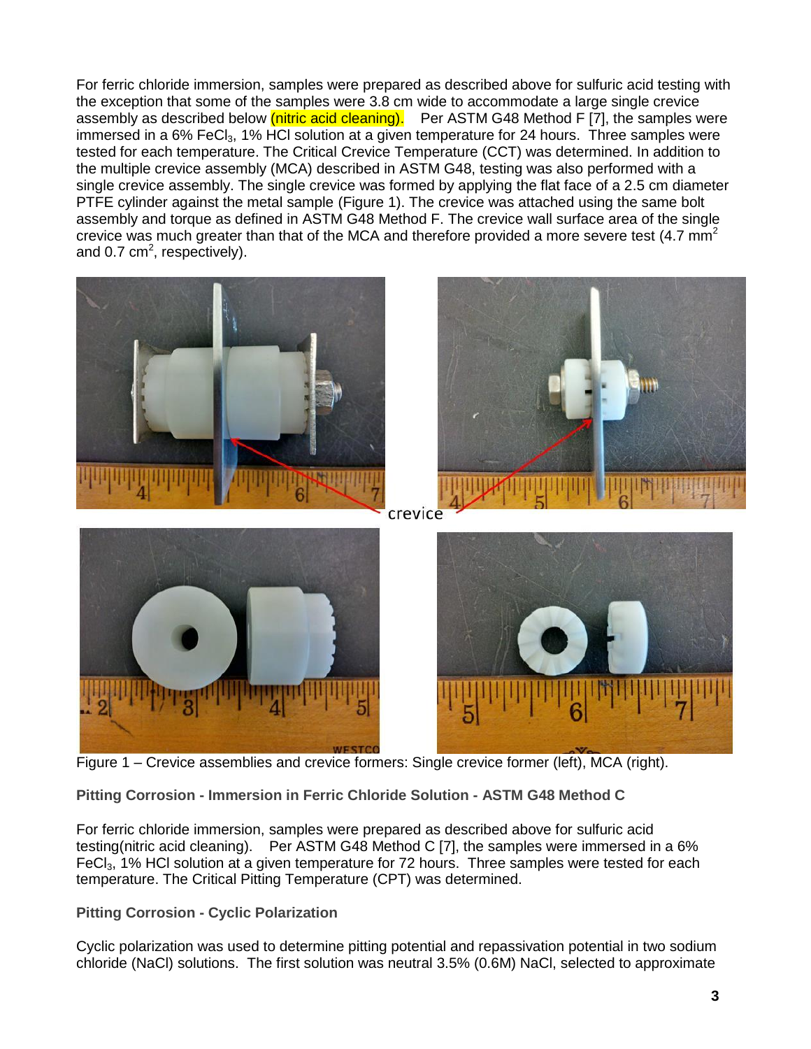For ferric chloride immersion, samples were prepared as described above for sulfuric acid testing with the exception that some of the samples were 3.8 cm wide to accommodate a large single crevice assembly as described below (nitric acid cleaning). Per ASTM G48 Method F [7], the samples were immersed in a 6% $FeCl_3$, 1% HCl solution at a given temperature for 24 hours. Three samples were tested for each temperature. The Critical Crevice Temperature (CCT) was determined. In addition to the multiple crevice assembly (MCA) described in ASTM G48, testing was also performed with a single crevice assembly. The single crevice was formed by applying the flat face of a 2.5 cm diameter PTFE cylinder against the metal sample (Figure 1). The crevice was attached using the same bolt assembly and torque as defined in ASTM G48 Method F. The crevice wall surface area of the single crevice was much greater than that of the MCA and therefore provided a more severe test (4.7 $mm^2$ and 0.7 $cm^2$, respectively).

Figure 1 – Crevice assemblies and crevice formers: Single crevice former (left), MCA (right).

### Pitting Corrosion - Immersion in Ferric Chloride Solution - ASTM G48 Method C

For ferric chloride immersion, samples were prepared as described above for sulfuric acid testing(nitric acid cleaning). Per ASTM G48 Method C [7], the samples were immersed in a 6% $FeCl_3$, 1% HCl solution at a given temperature for 72 hours. Three samples were tested for each temperature. The Critical Pitting Temperature (CPT) was determined.

### Pitting Corrosion - Cyclic Polarization

Cyclic polarization was used to determine pitting potential and repassivation potential in two sodium chloride (NaCl) solutions. The first solution was neutral 3.5% (0.6M) NaCl, selected to approximate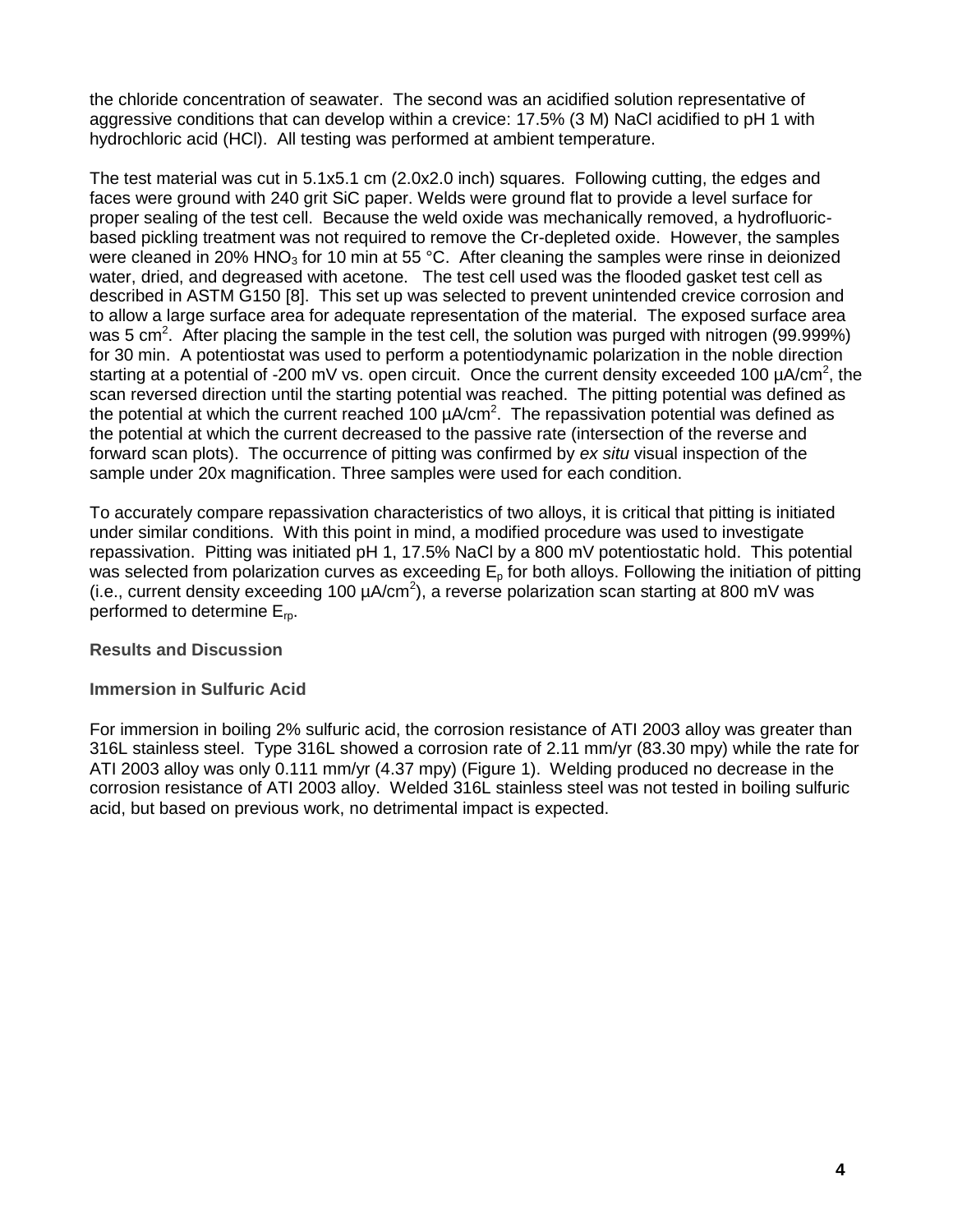the chloride concentration of seawater. The second was an acidified solution representative of aggressive conditions that can develop within a crevice: 17.5% (3 M) NaCl acidified to pH 1 with hydrochloric acid (HCl). All testing was performed at ambient temperature.

The test material was cut in 5.1x5.1 cm (2.0x2.0 inch) squares. Following cutting, the edges and faces were ground with 240 grit SiC paper. Welds were ground flat to provide a level surface for proper sealing of the test cell. Because the weld oxide was mechanically removed, a hydrofluoric-based pickling treatment was not required to remove the Cr-depleted oxide. However, the samples were cleaned in 20% $HNO_3$ for 10 min at 55 °C. After cleaning the samples were rinse in deionized water, dried, and degreased with acetone. The test cell used was the flooded gasket test cell as described in ASTM G150 [8]. This set up was selected to prevent unintended crevice corrosion and to allow a large surface area for adequate representation of the material. The exposed surface area was 5 $cm^2$. After placing the sample in the test cell, the solution was purged with nitrogen (99.999%) for 30 min. A potentiostat was used to perform a potentiodynamic polarization in the noble direction starting at a potential of -200 mV vs. open circuit. Once the current density exceeded 100 $\mu A/cm^2$, the scan reversed direction until the starting potential was reached. The pitting potential was defined as the potential at which the current reached 100 $\mu A/cm^2$. The repassivation potential was defined as the potential at which the current decreased to the passive rate (intersection of the reverse and forward scan plots). The occurrence of pitting was confirmed by *ex situ* visual inspection of the sample under 20x magnification. Three samples were used for each condition.

To accurately compare repassivation characteristics of two alloys, it is critical that pitting is initiated under similar conditions. With this point in mind, a modified procedure was used to investigate repassivation. Pitting was initiated pH 1, 17.5% NaCl by a 800 mV potentiostatic hold. This potential was selected from polarization curves as exceeding $E_p$ for both alloys. Following the initiation of pitting (i.e., current density exceeding 100 $\mu A/cm^2$), a reverse polarization scan starting at 800 mV was performed to determine $E_{rp}$.

## Results and Discussion

### Immersion in Sulfuric Acid

For immersion in boiling 2% sulfuric acid, the corrosion resistance of ATI 2003 alloy was greater than 316L stainless steel. Type 316L showed a corrosion rate of 2.11 mm/yr (83.30 mpy) while the rate for ATI 2003 alloy was only 0.111 mm/yr (4.37 mpy) (Figure 1). Welding produced no decrease in the corrosion resistance of ATI 2003 alloy. Welded 316L stainless steel was not tested in boiling sulfuric acid, but based on previous work, no detrimental impact is expected.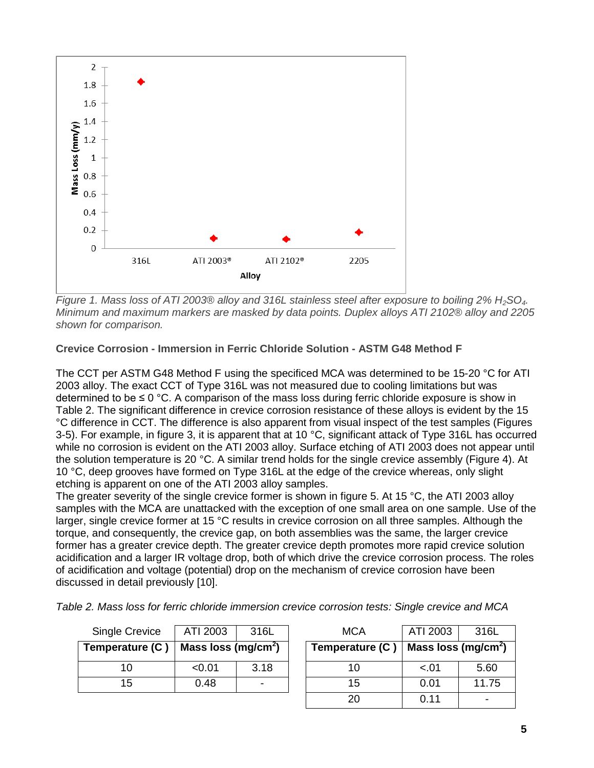Figure 1. Mass loss of ATI 2003® alloy and 316L stainless steel after exposure to boiling 2% $H_2SO_4$. Minimum and maximum markers are masked by data points. Duplex alloys ATI 2102® alloy and 2205 shown for comparison.

**Crevice Corrosion - Immersion in Ferric Chloride Solution - ASTM G48 Method F**

The CCT per ASTM G48 Method F using the specificed MCA was determined to be 15-20 °C for ATI 2003 alloy. The exact CCT of Type 316L was not measured due to cooling limitations but was determined to be ≤ 0 °C. A comparison of the mass loss during ferric chloride exposure is show in Table 2. The significant difference in crevice corrosion resistance of these alloys is evident by the 15 °C difference in CCT. The difference is also apparent from visual inspect of the test samples (Figures 3-5). For example, in figure 3, it is apparent that at 10 °C, significant attack of Type 316L has occurred while no corrosion is evident on the ATI 2003 alloy. Surface etching of ATI 2003 does not appear until the solution temperature is 20 °C. A similar trend holds for the single crevice assembly (Figure 4). At 10 °C, deep grooves have formed on Type 316L at the edge of the crevice whereas, only slight etching is apparent on one of the ATI 2003 alloy samples.

The greater severity of the single crevice former is shown in figure 5. At 15 °C, the ATI 2003 alloy samples with the MCA are unattacked with the exception of one small area on one sample. Use of the larger, single crevice former at 15 °C results in crevice corrosion on all three samples. Although the torque, and consequently, the crevice gap, on both assemblies was the same, the larger crevice former has a greater crevice depth. The greater crevice depth promotes more rapid crevice solution acidification and a larger IR voltage drop, both of which drive the crevice corrosion process. The roles of acidification and voltage (potential) drop on the mechanism of crevice corrosion have been discussed in detail previously [10].

*Table 2. Mass loss for ferric chloride immersion crevice corrosion tests: Single crevice and MCA*

| Single Crevice | ATI 2003 | 316L |
|---|---|---|
| **Temperature (C )** | **Mass loss (mg/cm$^2$)** | |
| 10 | <0.01 | 3.18 |
| 15 | 0.48 | - |

| MCA | ATI 2003 | 316L |
|---|---|---|
| **Temperature (C )** | **Mass loss (mg/cm$^2$)** | |
| 10 | <.01 | 5.60 |
| 15 | 0.01 | 11.75 |
| 20 | 0.11 | - |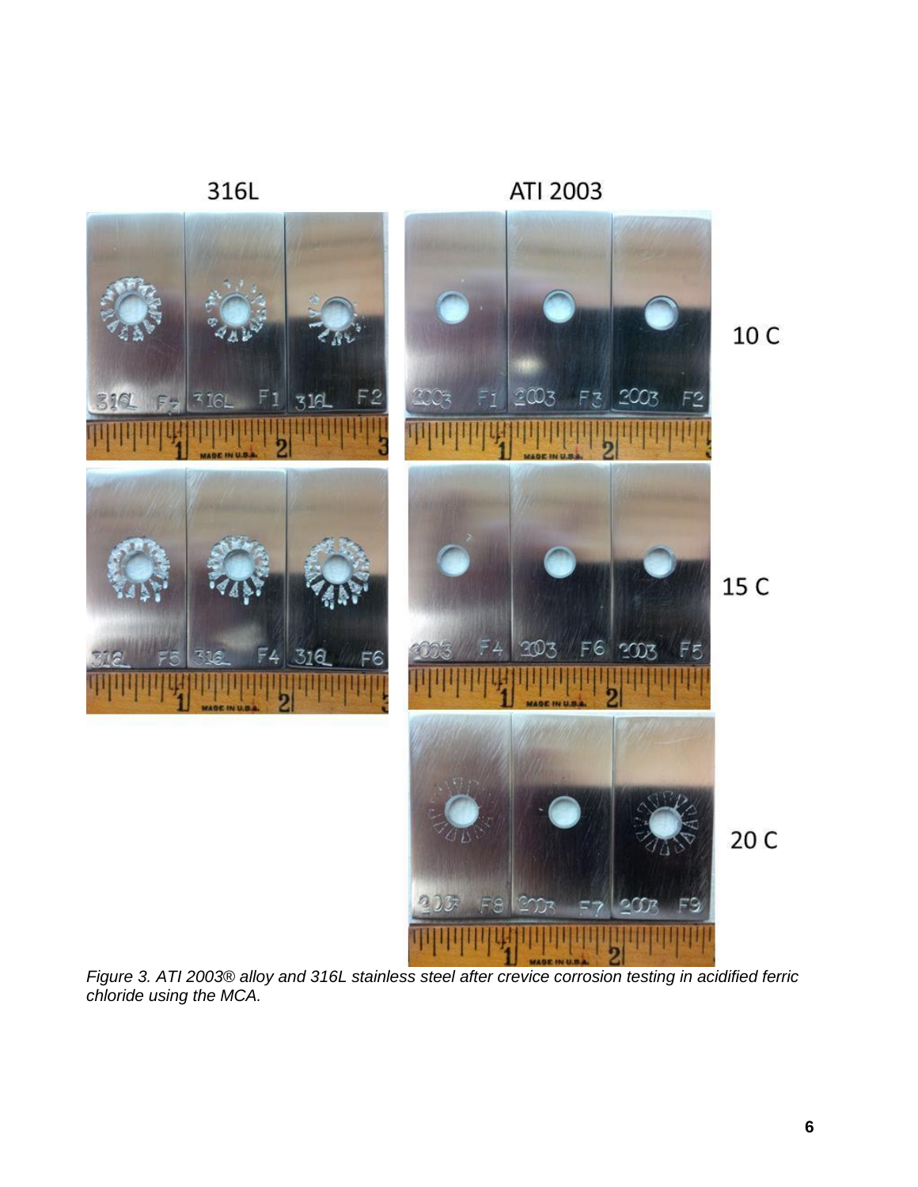*Figure 3. ATI 2003® alloy and 316L stainless steel after crevice corrosion testing in acidified ferric chloride using the MCA.*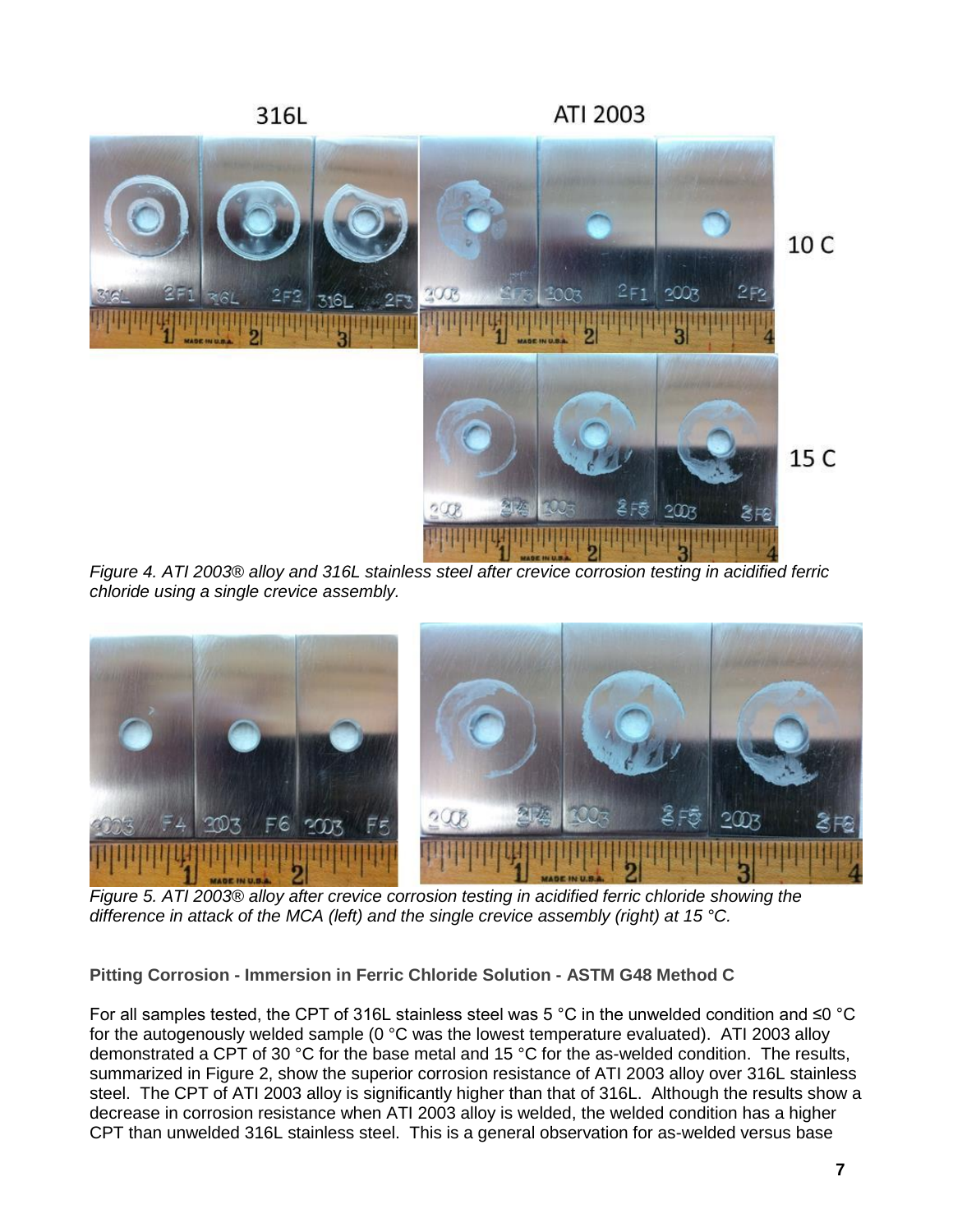*Figure 4. ATI 2003® alloy and 316L stainless steel after crevice corrosion testing in acidified ferric chloride using a single crevice assembly.*

*Figure 5. ATI 2003® alloy after crevice corrosion testing in acidified ferric chloride showing the difference in attack of the MCA (left) and the single crevice assembly (right) at 15 °C.*

**Pitting Corrosion - Immersion in Ferric Chloride Solution - ASTM G48 Method C**

For all samples tested, the CPT of 316L stainless steel was 5 °C in the unwelded condition and ≤0 °C for the autogenously welded sample (0 °C was the lowest temperature evaluated). ATI 2003 alloy demonstrated a CPT of 30 °C for the base metal and 15 °C for the as-welded condition. The results, summarized in Figure 2, show the superior corrosion resistance of ATI 2003 alloy over 316L stainless steel. The CPT of ATI 2003 alloy is significantly higher than that of 316L. Although the results show a decrease in corrosion resistance when ATI 2003 alloy is welded, the welded condition has a higher CPT than unwelded 316L stainless steel. This is a general observation for as-welded versus base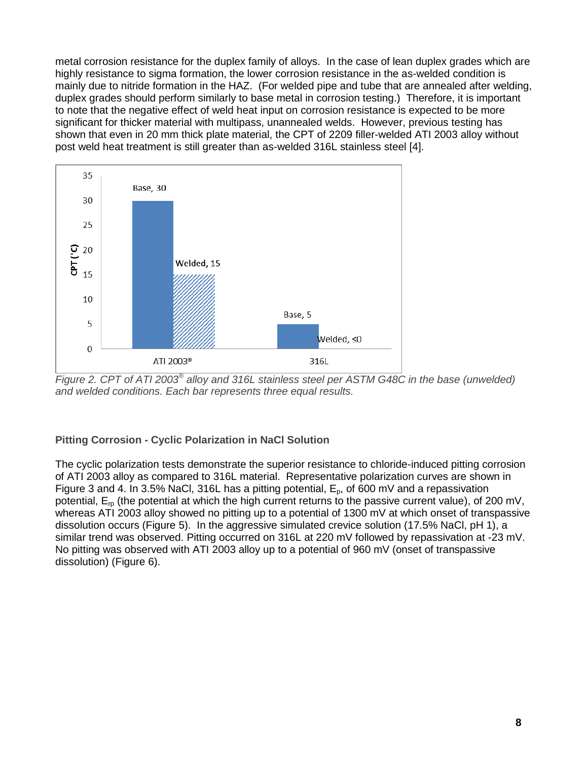metal corrosion resistance for the duplex family of alloys. In the case of lean duplex grades which are highly resistance to sigma formation, the lower corrosion resistance in the as-welded condition is mainly due to nitride formation in the HAZ. (For welded pipe and tube that are annealed after welding, duplex grades should perform similarly to base metal in corrosion testing.) Therefore, it is important to note that the negative effect of weld heat input on corrosion resistance is expected to be more significant for thicker material with multipass, unannealed welds. However, previous testing has shown that even in 20 mm thick plate material, the CPT of 2209 filler-welded ATI 2003 alloy without post weld heat treatment is still greater than as-welded 316L stainless steel [4].

*Figure 2. CPT of ATI 2003® alloy and 316L stainless steel per ASTM G48C in the base (unwelded) and welded conditions. Each bar represents three equal results.*

### Pitting Corrosion - Cyclic Polarization in NaCl Solution

The cyclic polarization tests demonstrate the superior resistance to chloride-induced pitting corrosion of ATI 2003 alloy as compared to 316L material. Representative polarization curves are shown in Figure 3 and 4. In 3.5% NaCl, 316L has a pitting potential, $E_p$, of 600 mV and a repassivation potential, $E_{rp}$ (the potential at which the high current returns to the passive current value), of 200 mV, whereas ATI 2003 alloy showed no pitting up to a potential of 1300 mV at which onset of transpassive dissolution occurs (Figure 5). In the aggressive simulated crevice solution (17.5% NaCl, pH 1), a similar trend was observed. Pitting occurred on 316L at 220 mV followed by repassivation at -23 mV. No pitting was observed with ATI 2003 alloy up to a potential of 960 mV (onset of transpassive dissolution) (Figure 6).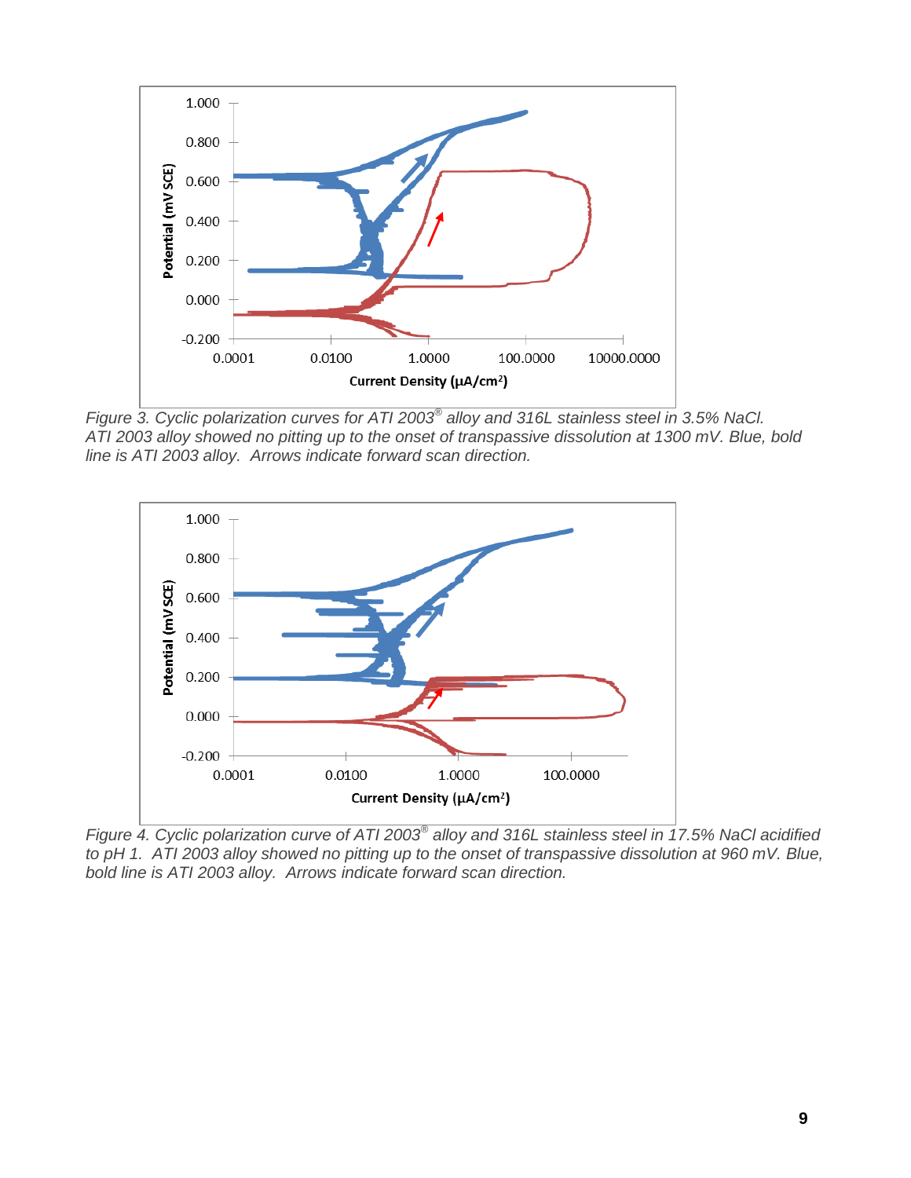*Figure 3. Cyclic polarization curves for ATI 2003® alloy and 316L stainless steel in 3.5% NaCl. ATI 2003 alloy showed no pitting up to the onset of transpassive dissolution at 1300 mV. Blue, bold line is ATI 2003 alloy. Arrows indicate forward scan direction.*

*Figure 4. Cyclic polarization curve of ATI 2003® alloy and 316L stainless steel in 17.5% NaCl acidified to pH 1. ATI 2003 alloy showed no pitting up to the onset of transpassive dissolution at 960 mV. Blue, bold line is ATI 2003 alloy. Arrows indicate forward scan direction.*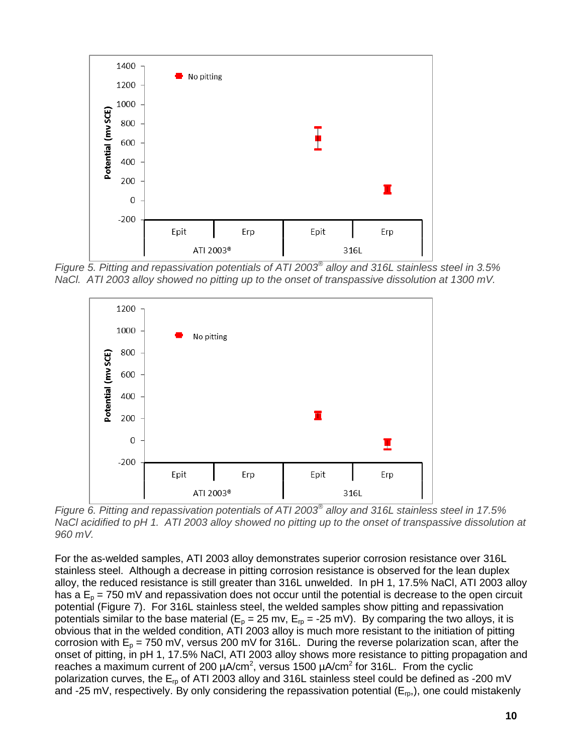Figure 5. Pitting and repassivation potentials of ATI 2003® alloy and 316L stainless steel in 3.5% NaCl. ATI 2003 alloy showed no pitting up to the onset of transpassive dissolution at 1300 mV.

Figure 6. Pitting and repassivation potentials of ATI 2003® alloy and 316L stainless steel in 17.5% NaCl acidified to pH 1. ATI 2003 alloy showed no pitting up to the onset of transpassive dissolution at 960 mV.

For the as-welded samples, ATI 2003 alloy demonstrates superior corrosion resistance over 316L stainless steel. Although a decrease in pitting corrosion resistance is observed for the lean duplex alloy, the reduced resistance is still greater than 316L unwelded. In pH 1, 17.5% NaCl, ATI 2003 alloy has a $E_p$ = 750 mV and repassivation does not occur until the potential is decrease to the open circuit potential (Figure 7). For 316L stainless steel, the welded samples show pitting and repassivation potentials similar to the base material ($E_p$ = 25 mv, $E_{rp}$ = -25 mV). By comparing the two alloys, it is obvious that in the welded condition, ATI 2003 alloy is much more resistant to the initiation of pitting corrosion with $E_p$ = 750 mV, versus 200 mV for 316L. During the reverse polarization scan, after the onset of pitting, in pH 1, 17.5% NaCl, ATI 2003 alloy shows more resistance to pitting propagation and reaches a maximum current of 200 µA/cm$^2$, versus 1500 µA/cm$^2$ for 316L. From the cyclic polarization curves, the $E_{rp}$ of ATI 2003 alloy and 316L stainless steel could be defined as -200 mV and -25 mV, respectively. By only considering the repassivation potential ($E_{rp}$,), one could mistakenly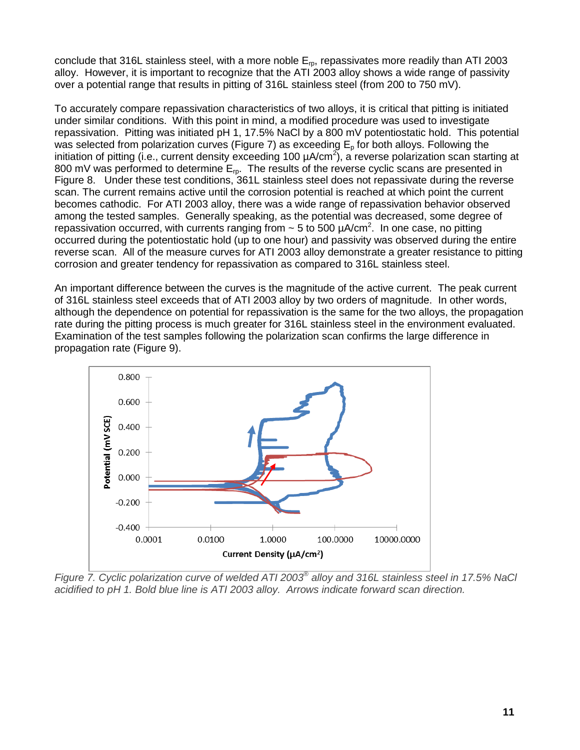conclude that 316L stainless steel, with a more noble $E_{rp}$, repassivates more readily than ATI 2003 alloy. However, it is important to recognize that the ATI 2003 alloy shows a wide range of passivity over a potential range that results in pitting of 316L stainless steel (from 200 to 750 mV).

To accurately compare repassivation characteristics of two alloys, it is critical that pitting is initiated under similar conditions. With this point in mind, a modified procedure was used to investigate repassivation. Pitting was initiated pH 1, 17.5% NaCl by a 800 mV potentiostatic hold. This potential was selected from polarization curves (Figure 7) as exceeding $E_p$ for both alloys. Following the initiation of pitting (i.e., current density exceeding 100 µA/cm$^2$), a reverse polarization scan starting at 800 mV was performed to determine $E_{rp}$. The results of the reverse cyclic scans are presented in Figure 8. Under these test conditions, 361L stainless steel does not repassivate during the reverse scan. The current remains active until the corrosion potential is reached at which point the current becomes cathodic. For ATI 2003 alloy, there was a wide range of repassivation behavior observed among the tested samples. Generally speaking, as the potential was decreased, some degree of repassivation occurred, with currents ranging from ~ 5 to 500 µA/cm$^2$. In one case, no pitting occurred during the potentiostatic hold (up to one hour) and passivity was observed during the entire reverse scan. All of the measure curves for ATI 2003 alloy demonstrate a greater resistance to pitting corrosion and greater tendency for repassivation as compared to 316L stainless steel.

An important difference between the curves is the magnitude of the active current. The peak current of 316L stainless steel exceeds that of ATI 2003 alloy by two orders of magnitude. In other words, although the dependence on potential for repassivation is the same for the two alloys, the propagation rate during the pitting process is much greater for 316L stainless steel in the environment evaluated. Examination of the test samples following the polarization scan confirms the large difference in propagation rate (Figure 9).

*Figure 7. Cyclic polarization curve of welded ATI 2003® alloy and 316L stainless steel in 17.5% NaCl acidified to pH 1. Bold blue line is ATI 2003 alloy. Arrows indicate forward scan direction.*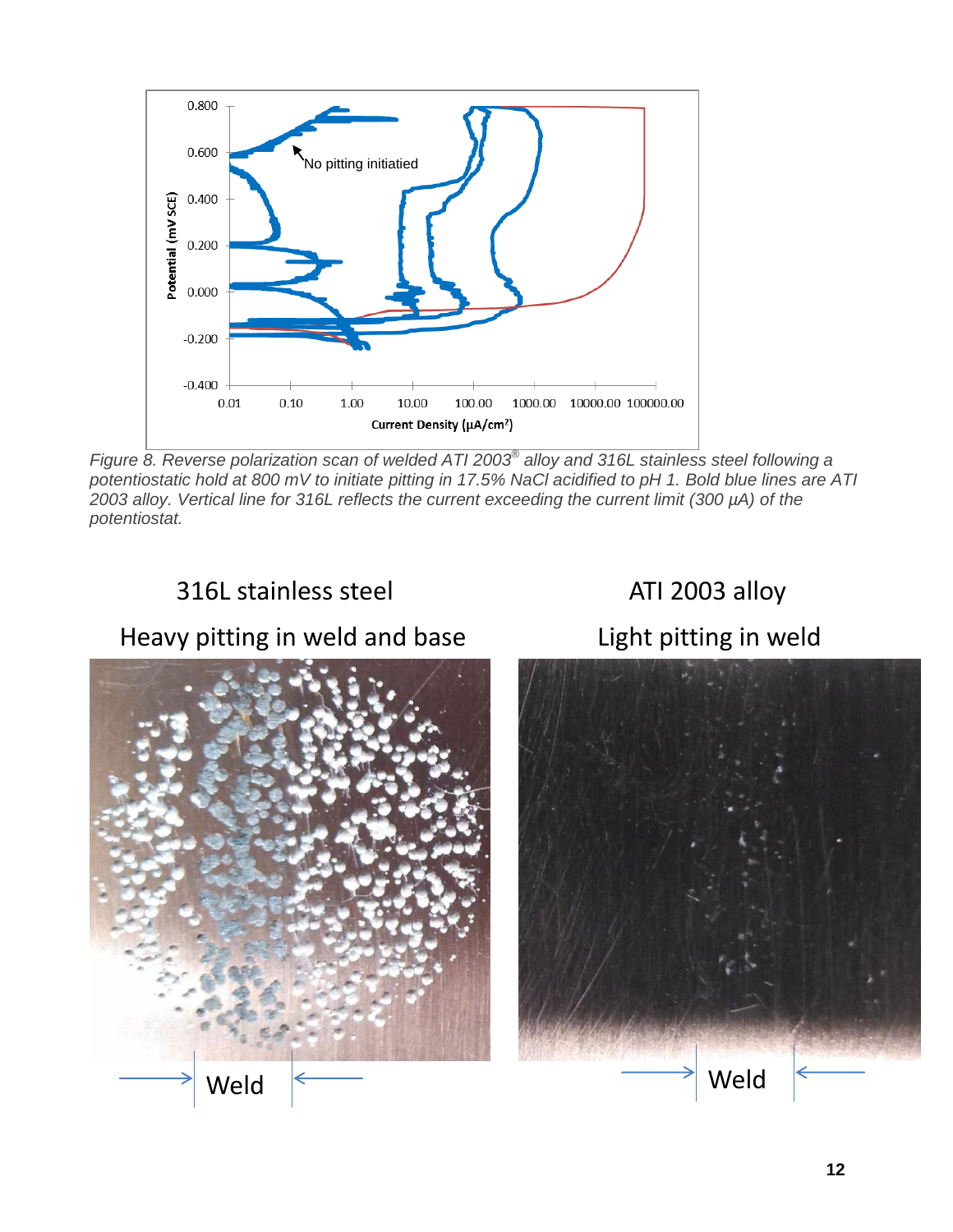Figure 8. Reverse polarization scan of welded ATI 2003® alloy and 316L stainless steel following a potentiostatic hold at 800 mV to initiate pitting in 17.5% NaCl acidified to pH 1. Bold blue lines are ATI 2003 alloy. Vertical line for 316L reflects the current exceeding the current limit (300 µA) of the potentiostat.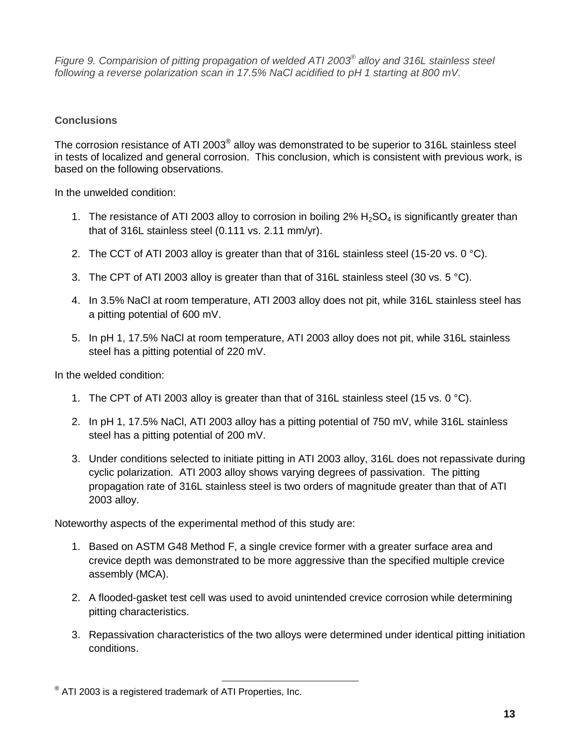*Figure 9. Comparision of pitting propagation of welded ATI 2003® alloy and 316L stainless steel following a reverse polarization scan in 17.5% NaCl acidified to pH 1 starting at 800 mV.*

### Conclusions

The corrosion resistance of ATI 2003® alloy was demonstrated to be superior to 316L stainless steel in tests of localized and general corrosion. This conclusion, which is consistent with previous work, is based on the following observations.

In the unwelded condition:

1. The resistance of ATI 2003 alloy to corrosion in boiling 2% $H_2SO_4$ is significantly greater than that of 316L stainless steel (0.111 vs. 2.11 mm/yr).
2. The CCT of ATI 2003 alloy is greater than that of 316L stainless steel (15-20 vs. 0 °C).
3. The CPT of ATI 2003 alloy is greater than that of 316L stainless steel (30 vs. 5 °C).
4. In 3.5% NaCl at room temperature, ATI 2003 alloy does not pit, while 316L stainless steel has a pitting potential of 600 mV.
5. In pH 1, 17.5% NaCl at room temperature, ATI 2003 alloy does not pit, while 316L stainless steel has a pitting potential of 220 mV.

In the welded condition:

1. The CPT of ATI 2003 alloy is greater than that of 316L stainless steel (15 vs. 0 °C).
2. In pH 1, 17.5% NaCl, ATI 2003 alloy has a pitting potential of 750 mV, while 316L stainless steel has a pitting potential of 200 mV.
3. Under conditions selected to initiate pitting in ATI 2003 alloy, 316L does not repassivate during cyclic polarization. ATI 2003 alloy shows varying degrees of passivation. The pitting propagation rate of 316L stainless steel is two orders of magnitude greater than that of ATI 2003 alloy.

Noteworthy aspects of the experimental method of this study are:

1. Based on ASTM G48 Method F, a single crevice former with a greater surface area and crevice depth was demonstrated to be more aggressive than the specified multiple crevice assembly (MCA).
2. A flooded-gasket test cell was used to avoid unintended crevice corrosion while determining pitting characteristics.
3. Repassivation characteristics of the two alloys were determined under identical pitting initiation conditions.

---

® ATI 2003 is a registered trademark of ATI Properties, Inc.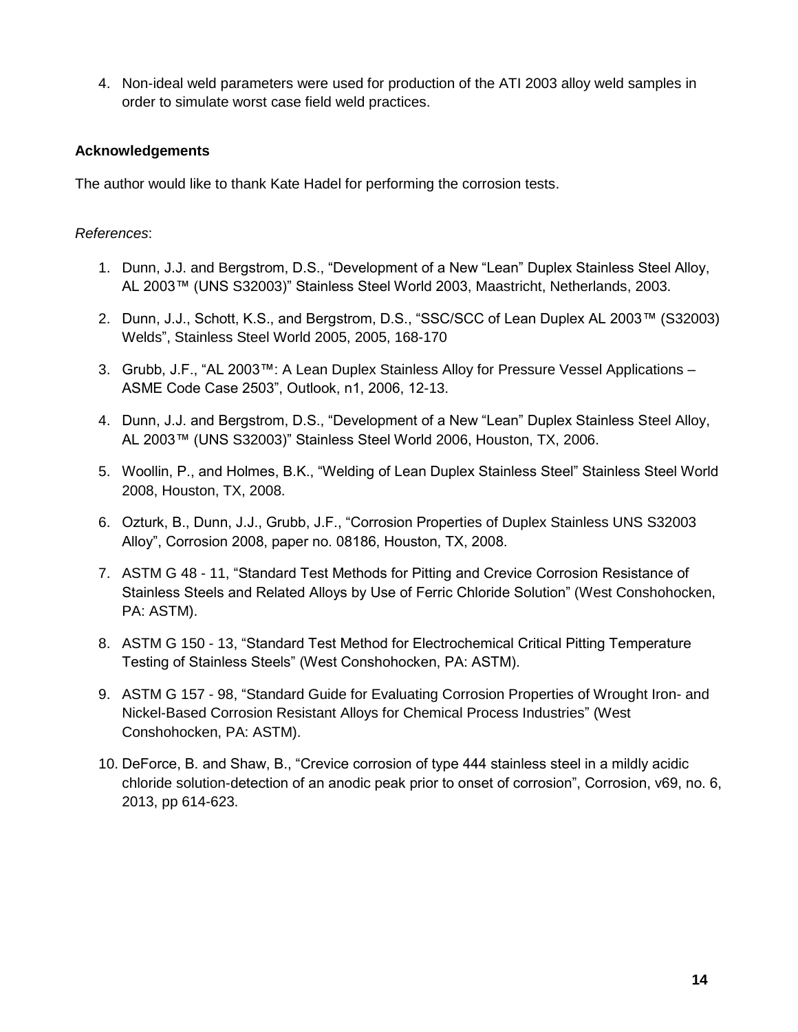4. Non-ideal weld parameters were used for production of the ATI 2003 alloy weld samples in order to simulate worst case field weld practices.

**Acknowledgements**

The author would like to thank Kate Hadel for performing the corrosion tests.

*References*:

1. Dunn, J.J. and Bergstrom, D.S., "Development of a New "Lean" Duplex Stainless Steel Alloy, AL 2003™ (UNS S32003)" Stainless Steel World 2003, Maastricht, Netherlands, 2003.

2. Dunn, J.J., Schott, K.S., and Bergstrom, D.S., "SSC/SCC of Lean Duplex AL 2003™ (S32003) Welds", Stainless Steel World 2005, 2005, 168-170

3. Grubb, J.F., "AL 2003™: A Lean Duplex Stainless Alloy for Pressure Vessel Applications – ASME Code Case 2503", Outlook, n1, 2006, 12-13.

4. Dunn, J.J. and Bergstrom, D.S., "Development of a New "Lean" Duplex Stainless Steel Alloy, AL 2003™ (UNS S32003)" Stainless Steel World 2006, Houston, TX, 2006.

5. Woollin, P., and Holmes, B.K., "Welding of Lean Duplex Stainless Steel" Stainless Steel World 2008, Houston, TX, 2008.

6. Ozturk, B., Dunn, J.J., Grubb, J.F., "Corrosion Properties of Duplex Stainless UNS S32003 Alloy", Corrosion 2008, paper no. 08186, Houston, TX, 2008.

7. ASTM G 48 - 11, "Standard Test Methods for Pitting and Crevice Corrosion Resistance of Stainless Steels and Related Alloys by Use of Ferric Chloride Solution" (West Conshohocken, PA: ASTM).

8. ASTM G 150 - 13, "Standard Test Method for Electrochemical Critical Pitting Temperature Testing of Stainless Steels" (West Conshohocken, PA: ASTM).

9. ASTM G 157 - 98, "Standard Guide for Evaluating Corrosion Properties of Wrought Iron- and Nickel-Based Corrosion Resistant Alloys for Chemical Process Industries" (West Conshohocken, PA: ASTM).

10. DeForce, B. and Shaw, B., "Crevice corrosion of type 444 stainless steel in a mildly acidic chloride solution-detection of an anodic peak prior to onset of corrosion", Corrosion, v69, no. 6, 2013, pp 614-623.